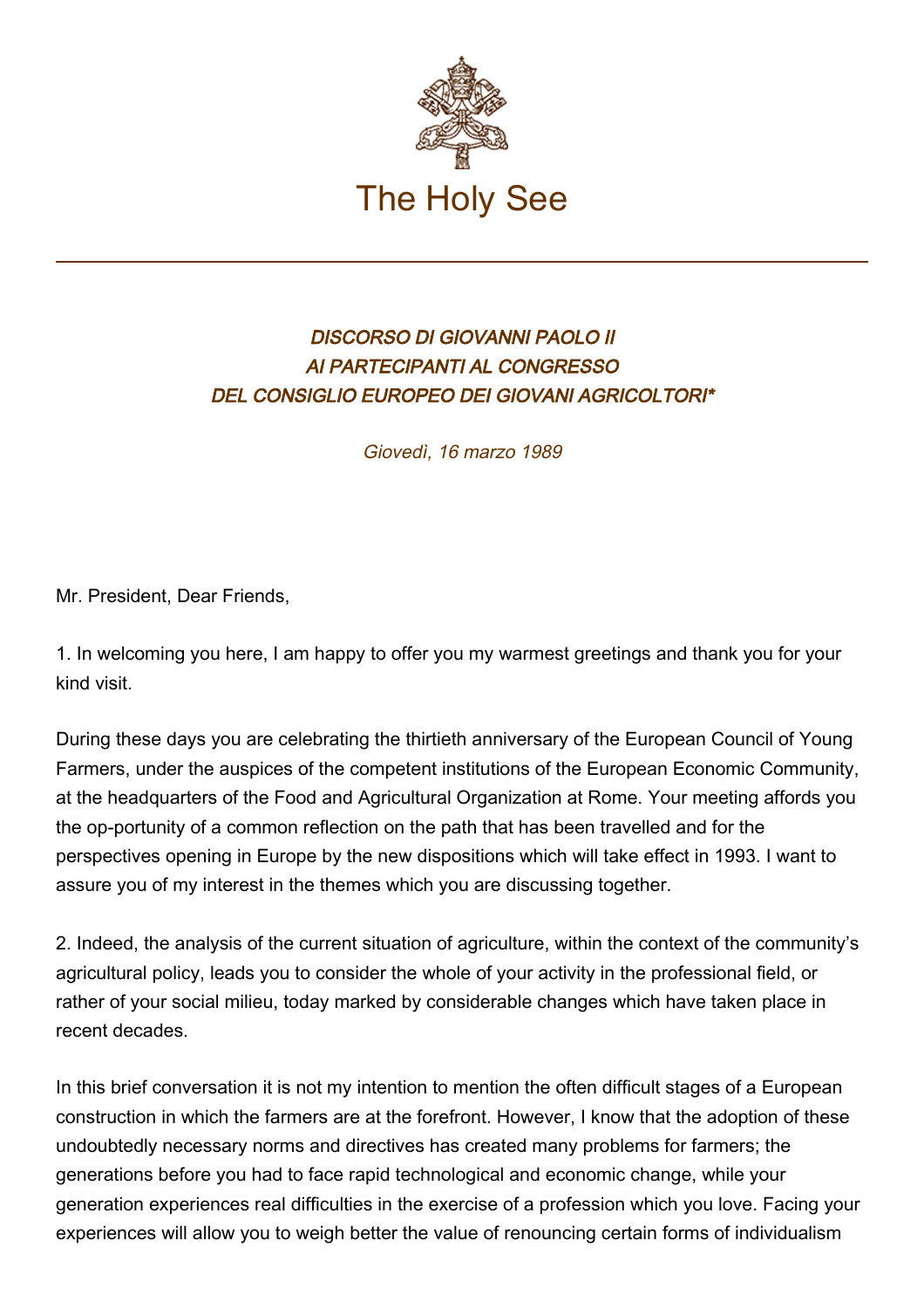The Holy See

### *DISCORSO DI GIOVANNI PAOLO II AI PARTECIPANTI AL CONGRESSO DEL CONSIGLIO EUROPEO DEI GIOVANI AGRICOLTORI**

*Giovedì, 16 marzo 1989*

Mr. President, Dear Friends,

1. In welcoming you here, I am happy to offer you my warmest greetings and thank you for your kind visit.

During these days you are celebrating the thirtieth anniversary of the European Council of Young Farmers, under the auspices of the competent institutions of the European Economic Community, at the headquarters of the Food and Agricultural Organization at Rome. Your meeting affords you the op-portunity of a common reflection on the path that has been travelled and for the perspectives opening in Europe by the new dispositions which will take effect in 1993. I want to assure you of my interest in the themes which you are discussing together.

2. Indeed, the analysis of the current situation of agriculture, within the context of the community's agricultural policy, leads you to consider the whole of your activity in the professional field, or rather of your social milieu, today marked by considerable changes which have taken place in recent decades.

In this brief conversation it is not my intention to mention the often difficult stages of a European construction in which the farmers are at the forefront. However, I know that the adoption of these undoubtedly necessary norms and directives has created many problems for farmers; the generations before you had to face rapid technological and economic change, while your generation experiences real difficulties in the exercise of a profession which you love. Facing your experiences will allow you to weigh better the value of renouncing certain forms of individualism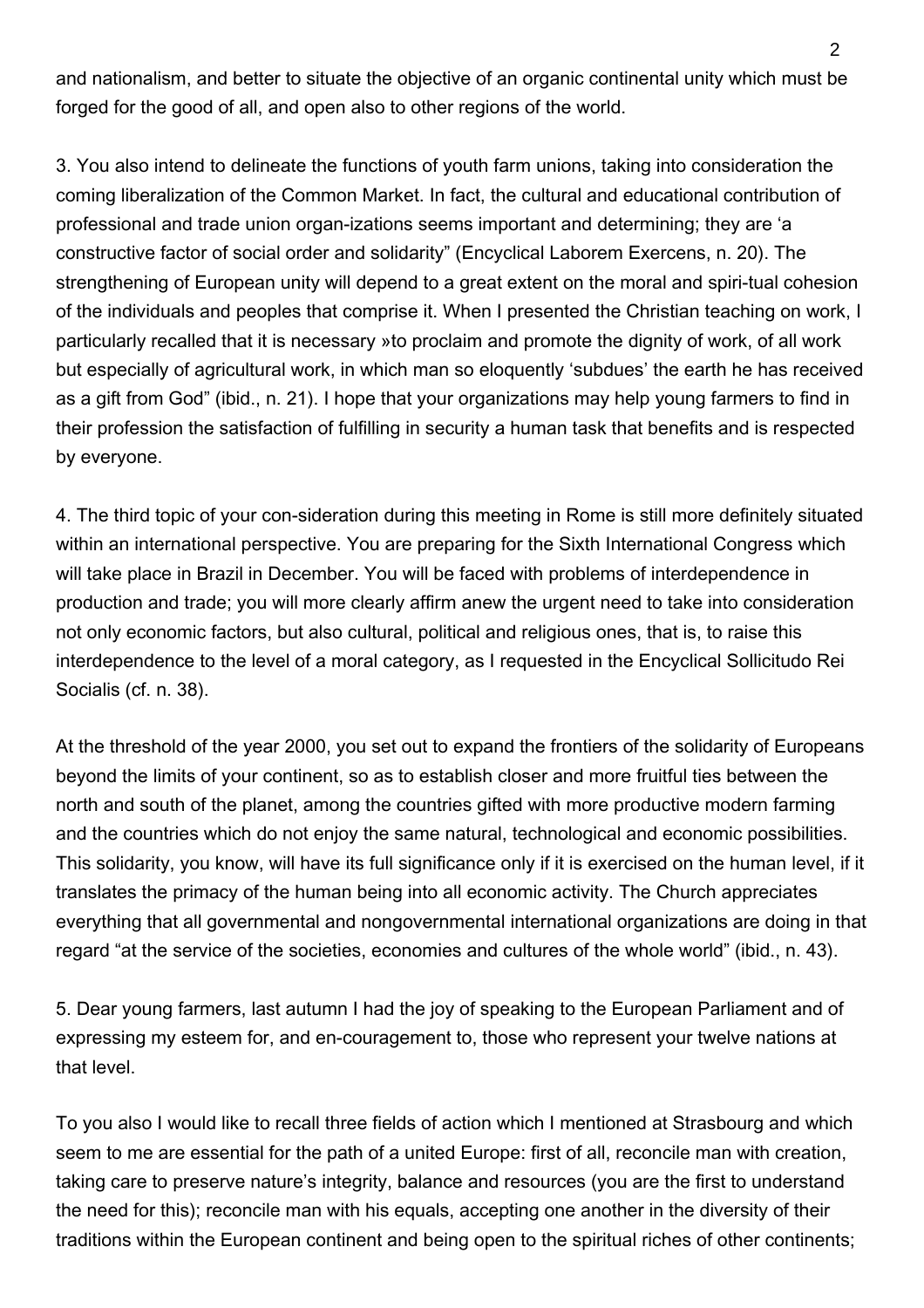and nationalism, and better to situate the objective of an organic continental unity which must be forged for the good of all, and open also to other regions of the world.

3. You also intend to delineate the functions of youth farm unions, taking into consideration the coming liberalization of the Common Market. In fact, the cultural and educational contribution of professional and trade union organ-izations seems important and determining; they are 'a constructive factor of social order and solidarity" (Encyclical Laborem Exercens, n. 20). The strengthening of European unity will depend to a great extent on the moral and spiri-tual cohesion of the individuals and peoples that comprise it. When I presented the Christian teaching on work, I particularly recalled that it is necessary »to proclaim and promote the dignity of work, of all work but especially of agricultural work, in which man so eloquently 'subdues' the earth he has received as a gift from God" (ibid., n. 21). I hope that your organizations may help young farmers to find in their profession the satisfaction of fulfilling in security a human task that benefits and is respected by everyone.

4. The third topic of your con-sideration during this meeting in Rome is still more definitely situated within an international perspective. You are preparing for the Sixth International Congress which will take place in Brazil in December. You will be faced with problems of interdependence in production and trade; you will more clearly affirm anew the urgent need to take into consideration not only economic factors, but also cultural, political and religious ones, that is, to raise this interdependence to the level of a moral category, as I requested in the Encyclical Sollicitudo Rei Socialis (cf. n. 38).

At the threshold of the year 2000, you set out to expand the frontiers of the solidarity of Europeans beyond the limits of your continent, so as to establish closer and more fruitful ties between the north and south of the planet, among the countries gifted with more productive modern farming and the countries which do not enjoy the same natural, technological and economic possibilities. This solidarity, you know, will have its full significance only if it is exercised on the human level, if it translates the primacy of the human being into all economic activity. The Church appreciates everything that all governmental and nongovernmental international organizations are doing in that regard "at the service of the societies, economies and cultures of the whole world" (ibid., n. 43).

5. Dear young farmers, last autumn I had the joy of speaking to the European Parliament and of expressing my esteem for, and en-couragement to, those who represent your twelve nations at that level.

To you also I would like to recall three fields of action which I mentioned at Strasbourg and which seem to me are essential for the path of a united Europe: first of all, reconcile man with creation, taking care to preserve nature's integrity, balance and resources (you are the first to understand the need for this); reconcile man with his equals, accepting one another in the diversity of their traditions within the European continent and being open to the spiritual riches of other continents;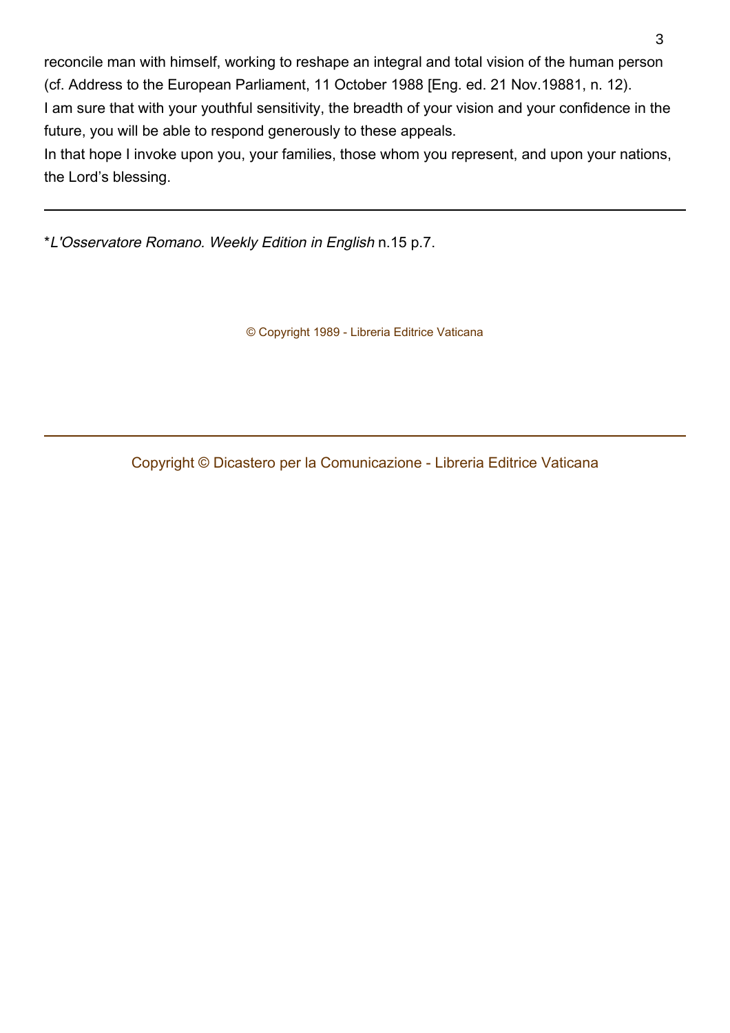reconcile man with himself, working to reshape an integral and total vision of the human person (cf. Address to the European Parliament, 11 October 1988 [Eng. ed. 21 Nov.19881, n. 12).

I am sure that with your youthful sensitivity, the breadth of your vision and your confidence in the future, you will be able to respond generously to these appeals.

In that hope I invoke upon you, your families, those whom you represent, and upon your nations, the Lord's blessing.

---

**L'Osservatore Romano. Weekly Edition in English* n.15 p.7.

© Copyright 1989 - Libreria Editrice Vaticana

---

Copyright © Dicastero per la Comunicazione - Libreria Editrice Vaticana